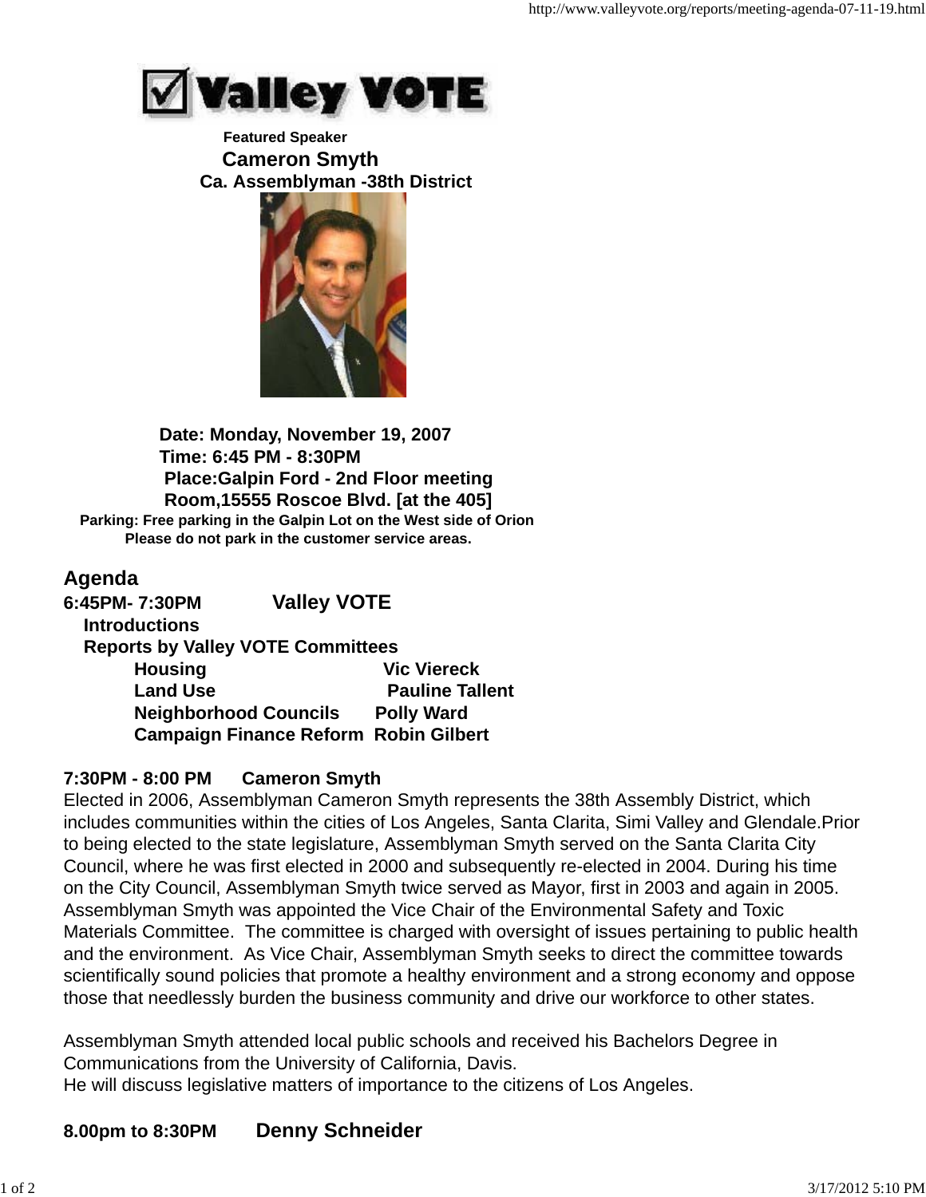# Valley VOTE

**Featured Speaker**

## Cameron Smyth

**Ca. Assemblyman -38th District**

**Date: Monday, November 19, 2007**
**Time: 6:45 PM - 8:30PM**
**Place:Galpin Ford - 2nd Floor meeting Room,15555 Roscoe Blvd. [at the 405]**
**Parking: Free parking in the Galpin Lot on the West side of Orion**
**Please do not park in the customer service areas.**

## Agenda

**6:45PM- 7:30PM Valley VOTE**

**Introductions**

**Reports by Valley VOTE Committees**

| | |
|---|---|
| **Housing** | **Vic Viereck** |
| **Land Use** | **Pauline Tallent** |
| **Neighborhood Councils** | **Polly Ward** |
| **Campaign Finance Reform** | **Robin Gilbert** |

**7:30PM - 8:00 PM Cameron Smyth**

Elected in 2006, Assemblyman Cameron Smyth represents the 38th Assembly District, which includes communities within the cities of Los Angeles, Santa Clarita, Simi Valley and Glendale.Prior to being elected to the state legislature, Assemblyman Smyth served on the Santa Clarita City Council, where he was first elected in 2000 and subsequently re-elected in 2004. During his time on the City Council, Assemblyman Smyth twice served as Mayor, first in 2003 and again in 2005. Assemblyman Smyth was appointed the Vice Chair of the Environmental Safety and Toxic Materials Committee. The committee is charged with oversight of issues pertaining to public health and the environment. As Vice Chair, Assemblyman Smyth seeks to direct the committee towards scientifically sound policies that promote a healthy environment and a strong economy and oppose those that needlessly burden the business community and drive our workforce to other states.

Assemblyman Smyth attended local public schools and received his Bachelors Degree in Communications from the University of California, Davis.
He will discuss legislative matters of importance to the citizens of Los Angeles.

**8.00pm to 8:30PM Denny Schneider**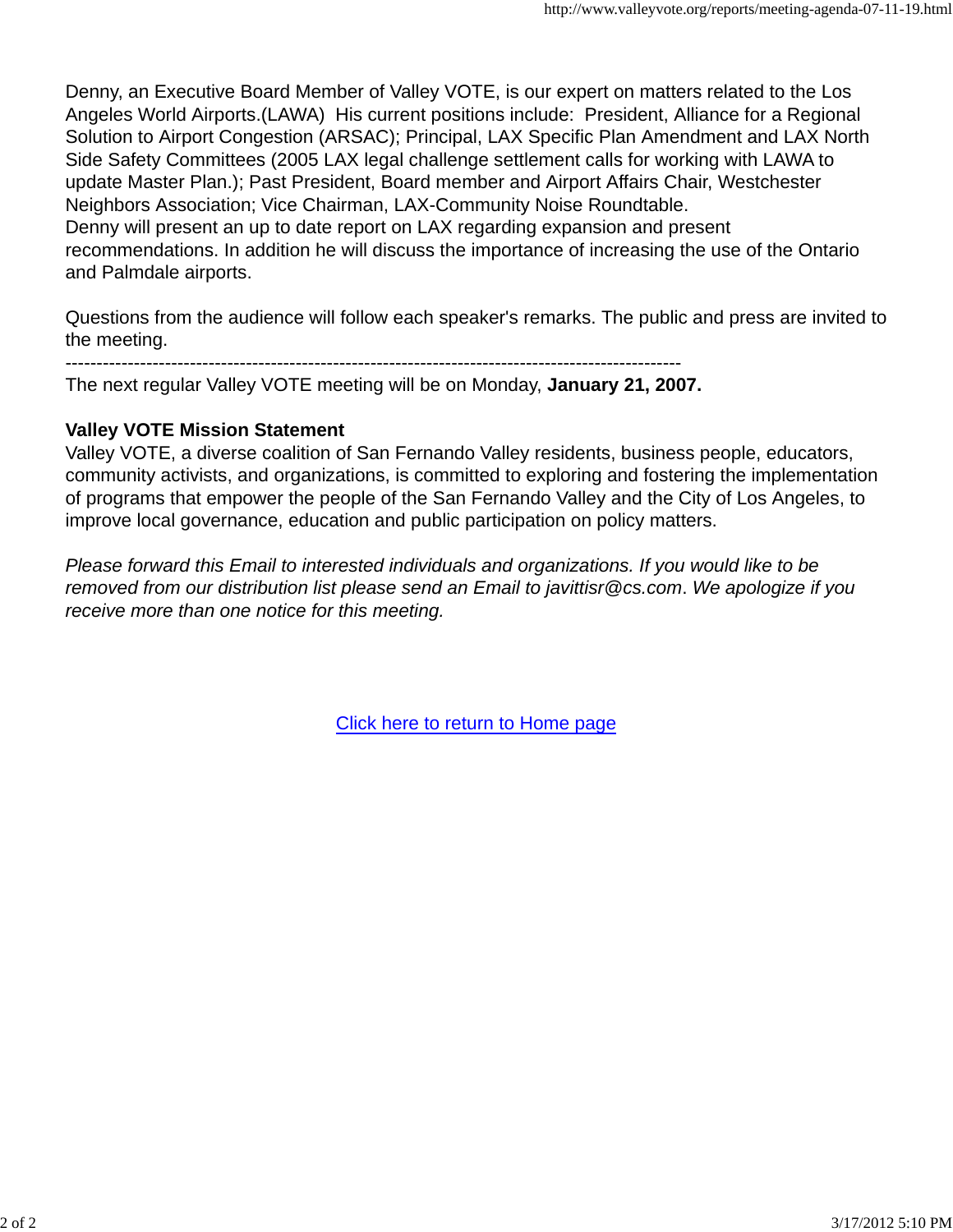Denny, an Executive Board Member of Valley VOTE, is our expert on matters related to the Los Angeles World Airports.(LAWA) His current positions include: President, Alliance for a Regional Solution to Airport Congestion (ARSAC); Principal, LAX Specific Plan Amendment and LAX North Side Safety Committees (2005 LAX legal challenge settlement calls for working with LAWA to update Master Plan.); Past President, Board member and Airport Affairs Chair, Westchester Neighbors Association; Vice Chairman, LAX-Community Noise Roundtable.
Denny will present an up to date report on LAX regarding expansion and present recommendations. In addition he will discuss the importance of increasing the use of the Ontario and Palmdale airports.

Questions from the audience will follow each speaker's remarks. The public and press are invited to the meeting.

---

The next regular Valley VOTE meeting will be on Monday, **January 21, 2007.**

**Valley VOTE Mission Statement**
Valley VOTE, a diverse coalition of San Fernando Valley residents, business people, educators, community activists, and organizations, is committed to exploring and fostering the implementation of programs that empower the people of the San Fernando Valley and the City of Los Angeles, to improve local governance, education and public participation on policy matters.

*Please forward this Email to interested individuals and organizations. If you would like to be removed from our distribution list please send an Email to* javittisr@cs.com. *We apologize if you receive more than one notice for this meeting.*

Click here to return to Home page